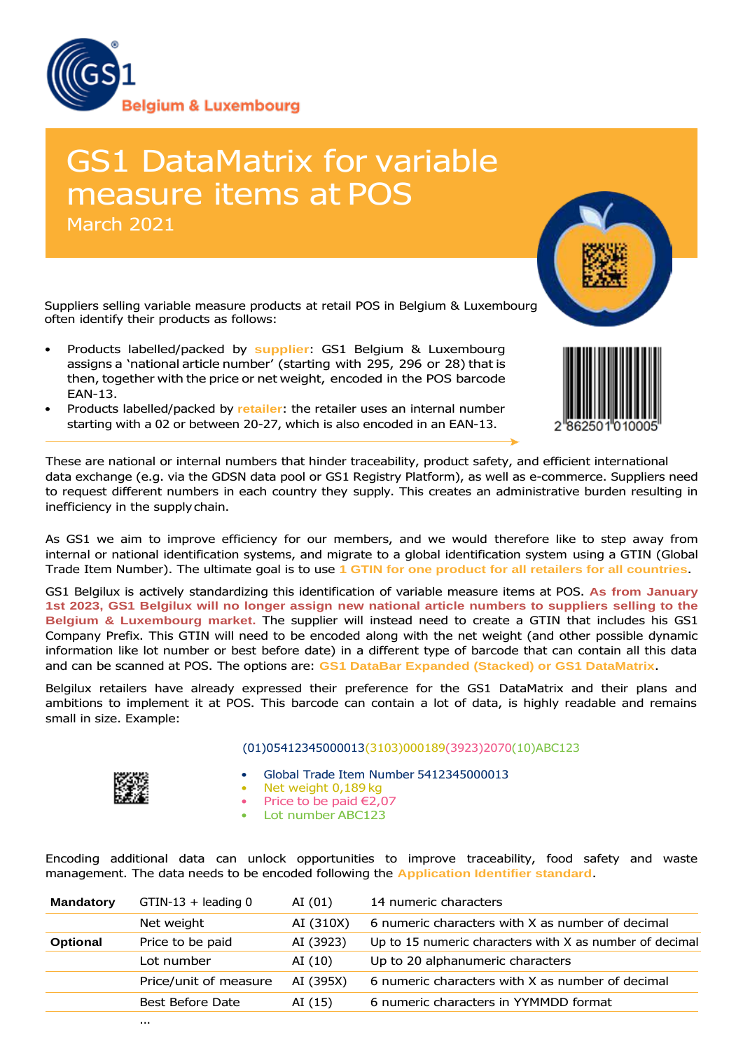# GS1 DataMatrix for variable measure items at POS

March 2021

Suppliers selling variable measure products at retail POS in Belgium & Luxembourg often identify their products as follows:

- Products labelled/packed by **supplier**: GS1 Belgium & Luxembourg assigns a 'national article number' (starting with 295, 296 or 28) that is then, together with the price or net weight, encoded in the POS barcode EAN-13.
- Products labelled/packed by **retailer**: the retailer uses an internal number starting with a 02 or between 20-27, which is also encoded in an EAN-13.

2 862501 010005

These are national or internal numbers that hinder traceability, product safety, and efficient international data exchange (e.g. via the GDSN data pool or GS1 Registry Platform), as well as e-commerce. Suppliers need to request different numbers in each country they supply. This creates an administrative burden resulting in inefficiency in the supply chain.

As GS1 we aim to improve efficiency for our members, and we would therefore like to step away from internal or national identification systems, and migrate to a global identification system using a GTIN (Global Trade Item Number). The ultimate goal is to use **1 GTIN for one product for all retailers for all countries**.

GS1 Belgilux is actively standardizing this identification of variable measure items at POS. **As from January 1st 2023, GS1 Belgilux will no longer assign new national article numbers to suppliers selling to the Belgium & Luxembourg market.** The supplier will instead need to create a GTIN that includes his GS1 Company Prefix. This GTIN will need to be encoded along with the net weight (and other possible dynamic information like lot number or best before date) in a different type of barcode that can contain all this data and can be scanned at POS. The options are: **GS1 DataBar Expanded (Stacked) or GS1 DataMatrix**.

Belgilux retailers have already expressed their preference for the GS1 DataMatrix and their plans and ambitions to implement it at POS. This barcode can contain a lot of data, is highly readable and remains small in size. Example:

(01)05412345000013(3103)000189(3923)2070(10)ABC123

- Global Trade Item Number 5412345000013
- Net weight 0,189 kg
- Price to be paid €2,07
- Lot number ABC123

Encoding additional data can unlock opportunities to improve traceability, food safety and waste management. The data needs to be encoded following the **Application Identifier standard**.

| | | | |
|---|---|---|---|
| **Mandatory** | GTIN-13 + leading 0 | AI (01) | 14 numeric characters |
| | Net weight | AI (310X) | 6 numeric characters with X as number of decimal |
| **Optional** | Price to be paid | AI (3923) | Up to 15 numeric characters with X as number of decimal |
| | Lot number | AI (10) | Up to 20 alphanumeric characters |
| | Price/unit of measure | AI (395X) | 6 numeric characters with X as number of decimal |
| | Best Before Date | AI (15) | 6 numeric characters in YYMMDD format |
| | ... | | |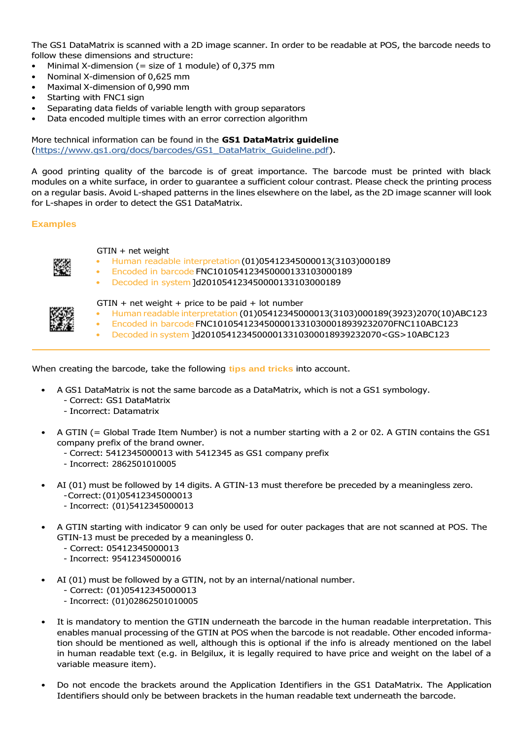The GS1 DataMatrix is scanned with a 2D image scanner. In order to be readable at POS, the barcode needs to follow these dimensions and structure:

- Minimal X-dimension (= size of 1 module) of 0,375 mm
- Nominal X-dimension of 0,625 mm
- Maximal X-dimension of 0,990 mm
- Starting with FNC1 sign
- Separating data fields of variable length with group separators
- Data encoded multiple times with an error correction algorithm

More technical information can be found in the **GS1 DataMatrix guideline** (https://www.gs1.org/docs/barcodes/GS1_DataMatrix_Guideline.pdf).

A good printing quality of the barcode is of great importance. The barcode must be printed with black modules on a white surface, in order to guarantee a sufficient colour contrast. Please check the printing process on a regular basis. Avoid L-shaped patterns in the lines elsewhere on the label, as the 2D image scanner will look for L-shapes in order to detect the GS1 DataMatrix.

### Examples

GTIN + net weight

- Human readable interpretation (01)05412345000013(3103)000189
- Encoded in barcode FNC10105412345000013​3103000189
- Decoded in system ]d20105412345000013​3103000189

GTIN + net weight + price to be paid + lot number

- Human readable interpretation (01)05412345000013(3103)000189(3923)2070(10)ABC123
- Encoded in barcode FNC10105412345000013310300018939232070FNC110ABC123
- Decoded in system ]d2010541234500001331030001893923​2070<GS>10ABC123

---

When creating the barcode, take the following **tips and tricks** into account.

- A GS1 DataMatrix is not the same barcode as a DataMatrix, which is not a GS1 symbology.
  - Correct: GS1 DataMatrix
  - Incorrect: Datamatrix

- A GTIN (= Global Trade Item Number) is not a number starting with a 2 or 02. A GTIN contains the GS1 company prefix of the brand owner.
  - Correct: 5412345000013 with 5412345 as GS1 company prefix
  - Incorrect: 2862501010005

- AI (01) must be followed by 14 digits. A GTIN-13 must therefore be preceded by a meaningless zero.
  - Correct: (01)05412345000013
  - Incorrect: (01)5412345000013

- A GTIN starting with indicator 9 can only be used for outer packages that are not scanned at POS. The GTIN-13 must be preceded by a meaningless 0.
  - Correct: 05412345000013
  - Incorrect: 95412345000016

- AI (01) must be followed by a GTIN, not by an internal/national number.
  - Correct: (01)05412345000013
  - Incorrect: (01)02862501010005

- It is mandatory to mention the GTIN underneath the barcode in the human readable interpretation. This enables manual processing of the GTIN at POS when the barcode is not readable. Other encoded information should be mentioned as well, although this is optional if the info is already mentioned on the label in human readable text (e.g. in Belgilux, it is legally required to have price and weight on the label of a variable measure item).

- Do not encode the brackets around the Application Identifiers in the GS1 DataMatrix. The Application Identifiers should only be between brackets in the human readable text underneath the barcode.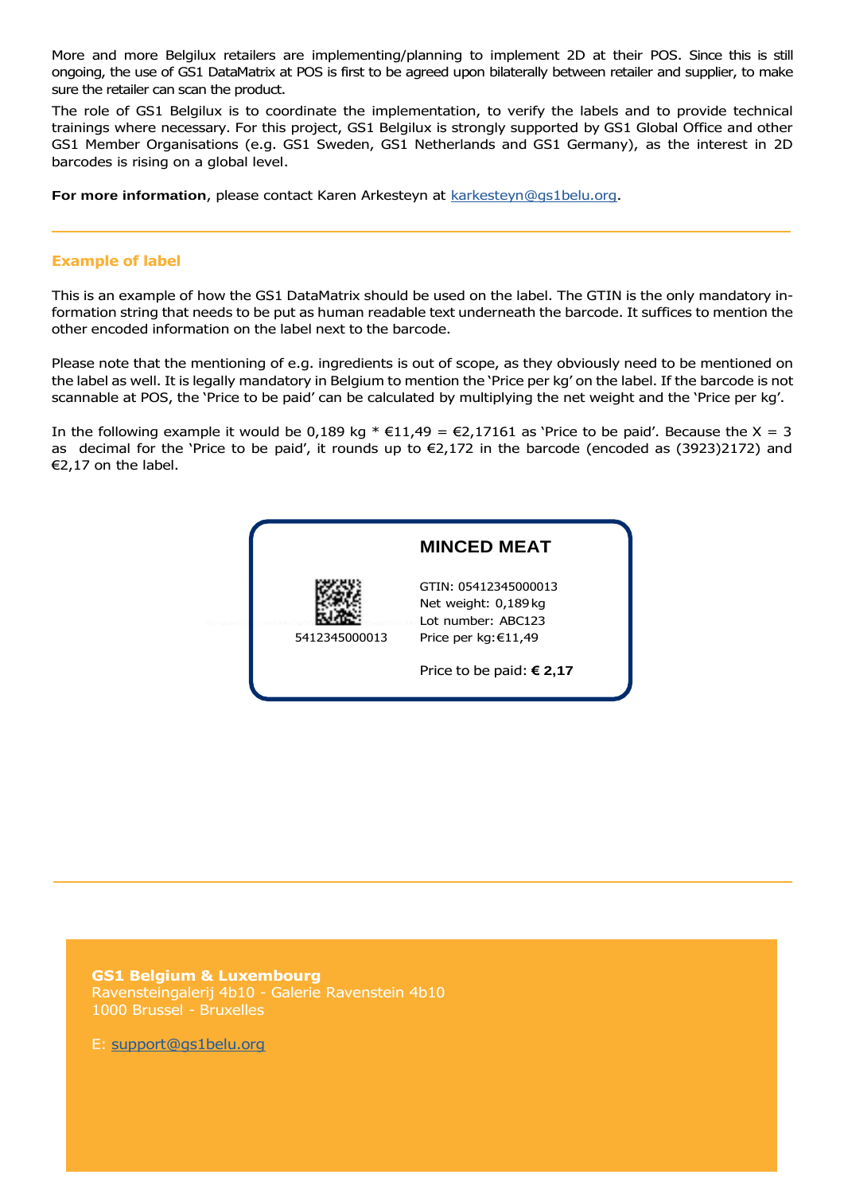More and more Belgilux retailers are implementing/planning to implement 2D at their POS. Since this is still ongoing, the use of GS1 DataMatrix at POS is first to be agreed upon bilaterally between retailer and supplier, to make sure the retailer can scan the product.

The role of GS1 Belgilux is to coordinate the implementation, to verify the labels and to provide technical trainings where necessary. For this project, GS1 Belgilux is strongly supported by GS1 Global Office and other GS1 Member Organisations (e.g. GS1 Sweden, GS1 Netherlands and GS1 Germany), as the interest in 2D barcodes is rising on a global level.

**For more information**, please contact Karen Arkesteyn at karkesteyn@gs1belu.org.

---

### Example of label

This is an example of how the GS1 DataMatrix should be used on the label. The GTIN is the only mandatory information string that needs to be put as human readable text underneath the barcode. It suffices to mention the other encoded information on the label next to the barcode.

Please note that the mentioning of e.g. ingredients is out of scope, as they obviously need to be mentioned on the label as well. It is legally mandatory in Belgium to mention the 'Price per kg' on the label. If the barcode is not scannable at POS, the 'Price to be paid' can be calculated by multiplying the net weight and the 'Price per kg'.

In the following example it would be 0,189 kg * €11,49 = €2,17161 as 'Price to be paid'. Because the X = 3 as decimal for the 'Price to be paid', it rounds up to €2,172 in the barcode (encoded as (3923)2172) and €2,17 on the label.

**MINCED MEAT**

5412345000013

GTIN: 05412345000013
Net weight: 0,189 kg
Lot number: ABC123
Price per kg: €11,49

Price to be paid: **€ 2,17**

---

**GS1 Belgium & Luxembourg**
Ravensteingalerij 4b10 - Galerie Ravenstein 4b10
1000 Brussel - Bruxelles

E: support@gs1belu.org